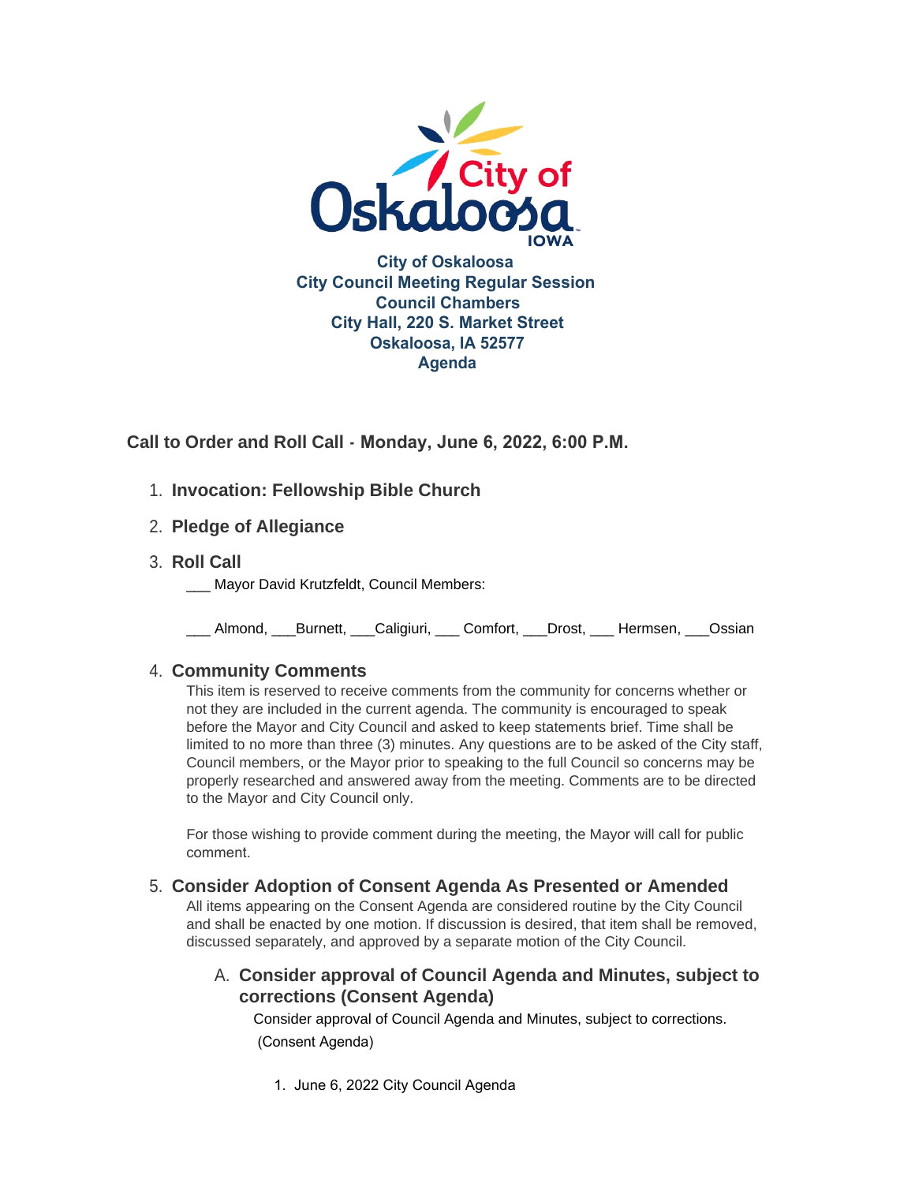City of Oskaloosa
City Council Meeting Regular Session
Council Chambers
City Hall, 220 S. Market Street
Oskaloosa, IA 52577
Agenda

## Call to Order and Roll Call - Monday, June 6, 2022, 6:00 P.M.

1. **Invocation: Fellowship Bible Church**
2. **Pledge of Allegiance**
3. **Roll Call**

   ___ Mayor David Krutzfeldt, Council Members:

   ___ Almond, ___Burnett, ___Caligiuri, ___ Comfort, ___Drost, ___ Hermsen, ___Ossian

4. **Community Comments**

   This item is reserved to receive comments from the community for concerns whether or not they are included in the current agenda. The community is encouraged to speak before the Mayor and City Council and asked to keep statements brief. Time shall be limited to no more than three (3) minutes. Any questions are to be asked of the City staff, Council members, or the Mayor prior to speaking to the full Council so concerns may be properly researched and answered away from the meeting. Comments are to be directed to the Mayor and City Council only.

   For those wishing to provide comment during the meeting, the Mayor will call for public comment.

5. **Consider Adoption of Consent Agenda As Presented or Amended**

   All items appearing on the Consent Agenda are considered routine by the City Council and shall be enacted by one motion. If discussion is desired, that item shall be removed, discussed separately, and approved by a separate motion of the City Council.

   A. **Consider approval of Council Agenda and Minutes, subject to corrections (Consent Agenda)**

      Consider approval of Council Agenda and Minutes, subject to corrections. (Consent Agenda)

      1. June 6, 2022 City Council Agenda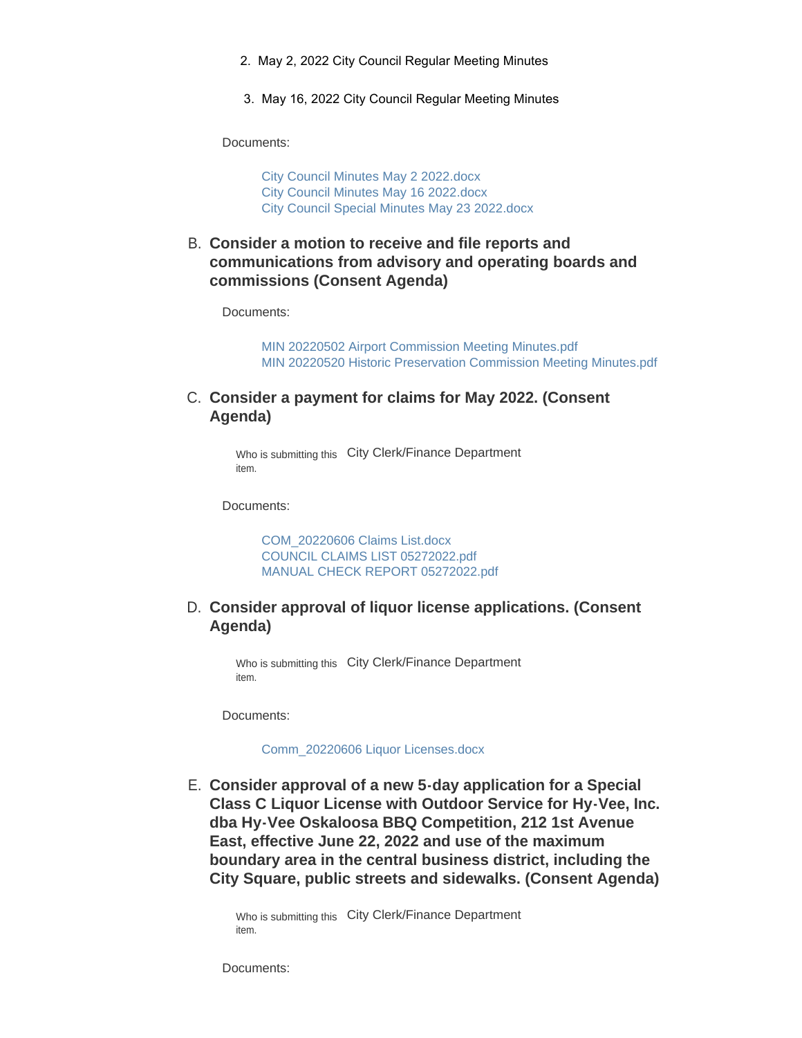2. May 2, 2022 City Council Regular Meeting Minutes

3. May 16, 2022 City Council Regular Meeting Minutes

Documents:

City Council Minutes May 2 2022.docx
City Council Minutes May 16 2022.docx
City Council Special Minutes May 23 2022.docx

B. **Consider a motion to receive and file reports and communications from advisory and operating boards and commissions (Consent Agenda)**

Documents:

MIN 20220502 Airport Commission Meeting Minutes.pdf
MIN 20220520 Historic Preservation Commission Meeting Minutes.pdf

C. **Consider a payment for claims for May 2022. (Consent Agenda)**

Who is submitting this item. City Clerk/Finance Department

Documents:

COM_20220606 Claims List.docx
COUNCIL CLAIMS LIST 05272022.pdf
MANUAL CHECK REPORT 05272022.pdf

D. **Consider approval of liquor license applications. (Consent Agenda)**

Who is submitting this item. City Clerk/Finance Department

Documents:

Comm_20220606 Liquor Licenses.docx

E. **Consider approval of a new 5-day application for a Special Class C Liquor License with Outdoor Service for Hy-Vee, Inc. dba Hy-Vee Oskaloosa BBQ Competition, 212 1st Avenue East, effective June 22, 2022 and use of the maximum boundary area in the central business district, including the City Square, public streets and sidewalks. (Consent Agenda)**

Who is submitting this item. City Clerk/Finance Department

Documents: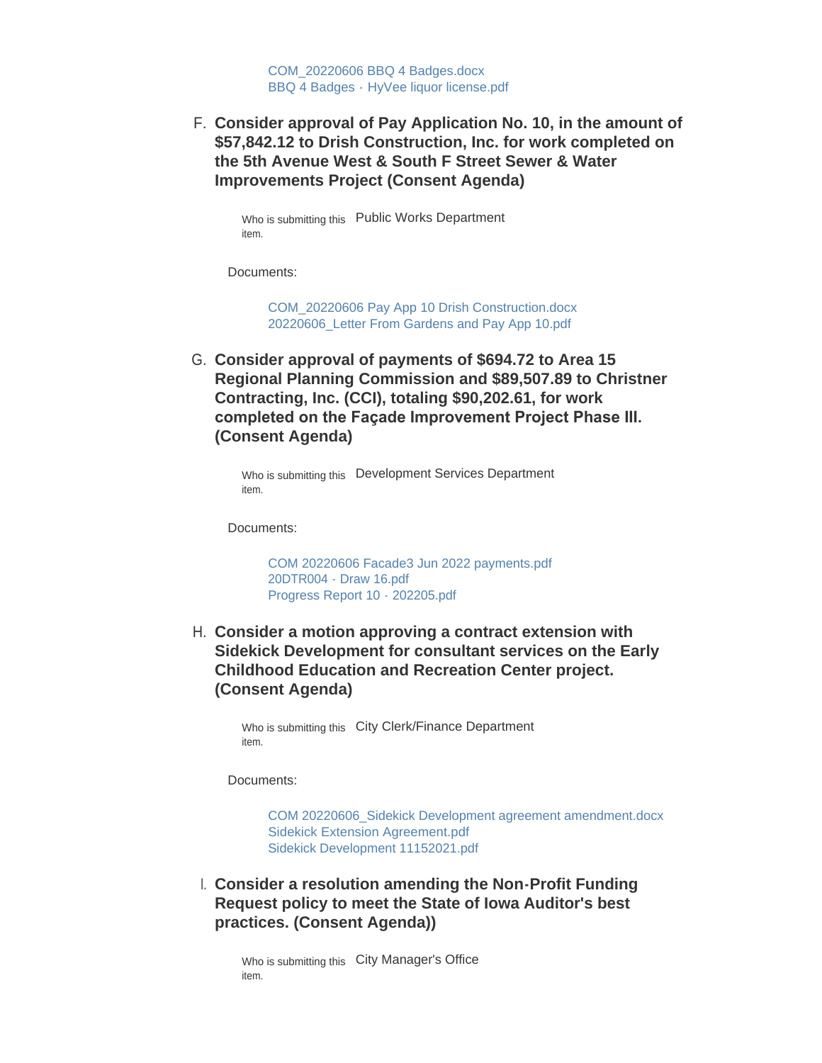COM_20220606 BBQ 4 Badges.docx
BBQ 4 Badges - HyVee liquor license.pdf

F. **Consider approval of Pay Application No. 10, in the amount of $57,842.12 to Drish Construction, Inc. for work completed on the 5th Avenue West & South F Street Sewer & Water Improvements Project (Consent Agenda)**

Who is submitting this item. Public Works Department

Documents:

COM_20220606 Pay App 10 Drish Construction.docx
20220606_Letter From Gardens and Pay App 10.pdf

G. **Consider approval of payments of $694.72 to Area 15 Regional Planning Commission and $89,507.89 to Christner Contracting, Inc. (CCI), totaling $90,202.61, for work completed on the Façade Improvement Project Phase III. (Consent Agenda)**

Who is submitting this item. Development Services Department

Documents:

COM 20220606 Facade3 Jun 2022 payments.pdf
20DTR004 - Draw 16.pdf
Progress Report 10 - 202205.pdf

H. **Consider a motion approving a contract extension with Sidekick Development for consultant services on the Early Childhood Education and Recreation Center project. (Consent Agenda)**

Who is submitting this item. City Clerk/Finance Department

Documents:

COM 20220606_Sidekick Development agreement amendment.docx
Sidekick Extension Agreement.pdf
Sidekick Development 11152021.pdf

I. **Consider a resolution amending the Non-Profit Funding Request policy to meet the State of Iowa Auditor's best practices. (Consent Agenda))**

Who is submitting this item. City Manager's Office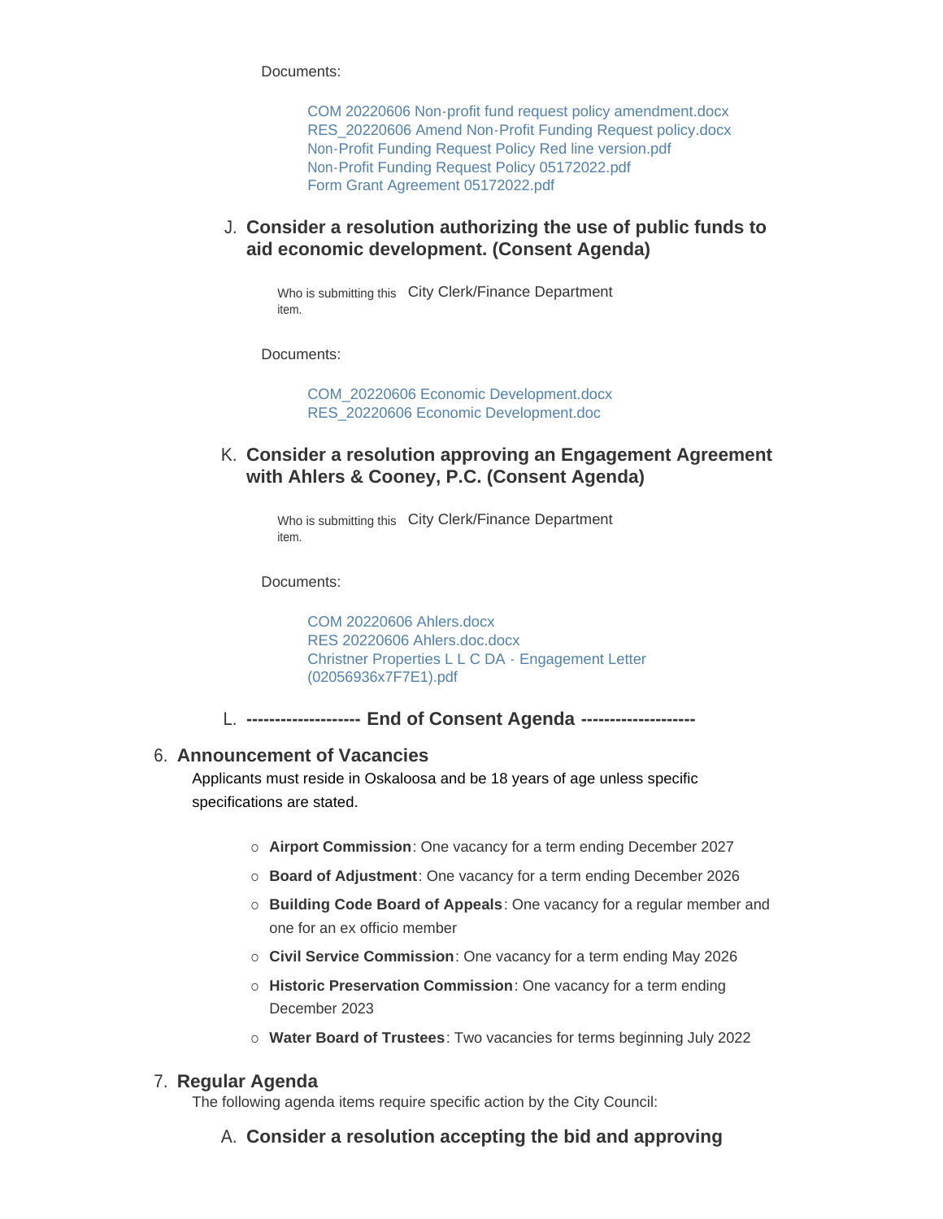Documents:

- COM 20220606 Non-profit fund request policy amendment.docx
- RES_20220606 Amend Non-Profit Funding Request policy.docx
- Non-Profit Funding Request Policy Red line version.pdf
- Non-Profit Funding Request Policy 05172022.pdf
- Form Grant Agreement 05172022.pdf

### J. Consider a resolution authorizing the use of public funds to aid economic development. (Consent Agenda)

Who is submitting this item. City Clerk/Finance Department

Documents:

- COM_20220606 Economic Development.docx
- RES_20220606 Economic Development.doc

### K. Consider a resolution approving an Engagement Agreement with Ahlers & Cooney, P.C. (Consent Agenda)

Who is submitting this item. City Clerk/Finance Department

Documents:

- COM 20220606 Ahlers.docx
- RES 20220606 Ahlers.doc.docx
- Christner Properties L L C DA - Engagement Letter (02056936x7F7E1).pdf

### L. -------------------- End of Consent Agenda --------------------

## 6. Announcement of Vacancies

Applicants must reside in Oskaloosa and be 18 years of age unless specific specifications are stated.

- **Airport Commission**: One vacancy for a term ending December 2027
- **Board of Adjustment**: One vacancy for a term ending December 2026
- **Building Code Board of Appeals**: One vacancy for a regular member and one for an ex officio member
- **Civil Service Commission**: One vacancy for a term ending May 2026
- **Historic Preservation Commission**: One vacancy for a term ending December 2023
- **Water Board of Trustees**: Two vacancies for terms beginning July 2022

## 7. Regular Agenda

The following agenda items require specific action by the City Council:

### A. Consider a resolution accepting the bid and approving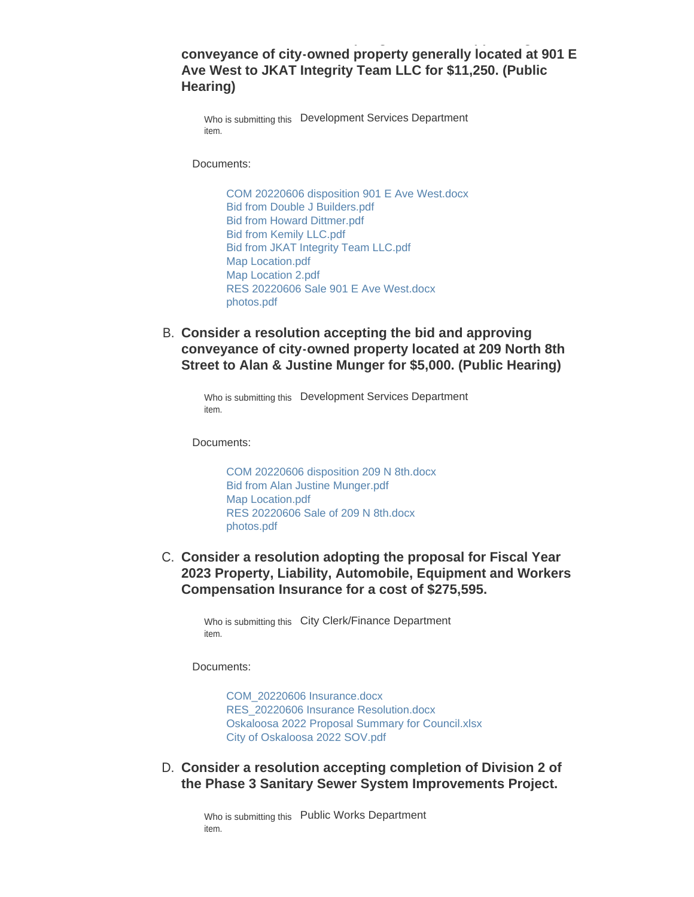**conveyance of city-owned property generally located at 901 E Ave West to JKAT Integrity Team LLC for $11,250. (Public Hearing)**

Who is submitting this item. Development Services Department

Documents:

- COM 20220606 disposition 901 E Ave West.docx
- Bid from Double J Builders.pdf
- Bid from Howard Dittmer.pdf
- Bid from Kemily LLC.pdf
- Bid from JKAT Integrity Team LLC.pdf
- Map Location.pdf
- Map Location 2.pdf
- RES 20220606 Sale 901 E Ave West.docx
- photos.pdf

B. **Consider a resolution accepting the bid and approving conveyance of city-owned property located at 209 North 8th Street to Alan & Justine Munger for $5,000. (Public Hearing)**

Who is submitting this item. Development Services Department

Documents:

- COM 20220606 disposition 209 N 8th.docx
- Bid from Alan Justine Munger.pdf
- Map Location.pdf
- RES 20220606 Sale of 209 N 8th.docx
- photos.pdf

C. **Consider a resolution adopting the proposal for Fiscal Year 2023 Property, Liability, Automobile, Equipment and Workers Compensation Insurance for a cost of $275,595.**

Who is submitting this item. City Clerk/Finance Department

Documents:

- COM_20220606 Insurance.docx
- RES_20220606 Insurance Resolution.docx
- Oskaloosa 2022 Proposal Summary for Council.xlsx
- City of Oskaloosa 2022 SOV.pdf

D. **Consider a resolution accepting completion of Division 2 of the Phase 3 Sanitary Sewer System Improvements Project.**

Who is submitting this item. Public Works Department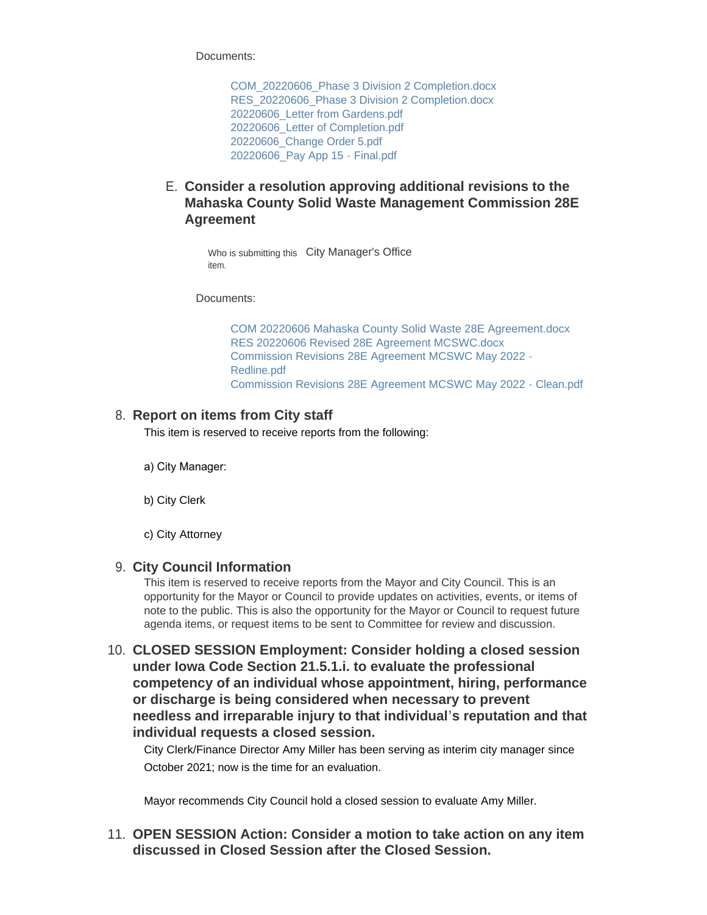Documents:

- COM_20220606_Phase 3 Division 2 Completion.docx
- RES_20220606_Phase 3 Division 2 Completion.docx
- 20220606_Letter from Gardens.pdf
- 20220606_Letter of Completion.pdf
- 20220606_Change Order 5.pdf
- 20220606_Pay App 15 - Final.pdf

### E. Consider a resolution approving additional revisions to the Mahaska County Solid Waste Management Commission 28E Agreement

Who is submitting this item. City Manager's Office

Documents:

- COM 20220606 Mahaska County Solid Waste 28E Agreement.docx
- RES 20220606 Revised 28E Agreement MCSWC.docx
- Commission Revisions 28E Agreement MCSWC May 2022 - Redline.pdf
- Commission Revisions 28E Agreement MCSWC May 2022 - Clean.pdf

## 8. Report on items from City staff

This item is reserved to receive reports from the following:

a) City Manager:

b) City Clerk

c) City Attorney

## 9. City Council Information

This item is reserved to receive reports from the Mayor and City Council. This is an opportunity for the Mayor or Council to provide updates on activities, events, or items of note to the public. This is also the opportunity for the Mayor or Council to request future agenda items, or request items to be sent to Committee for review and discussion.

## 10. CLOSED SESSION Employment: Consider holding a closed session under Iowa Code Section 21.5.1.i. to evaluate the professional competency of an individual whose appointment, hiring, performance or discharge is being considered when necessary to prevent needless and irreparable injury to that individual's reputation and that individual requests a closed session.

City Clerk/Finance Director Amy Miller has been serving as interim city manager since October 2021; now is the time for an evaluation.

Mayor recommends City Council hold a closed session to evaluate Amy Miller.

## 11. OPEN SESSION Action: Consider a motion to take action on any item discussed in Closed Session after the Closed Session.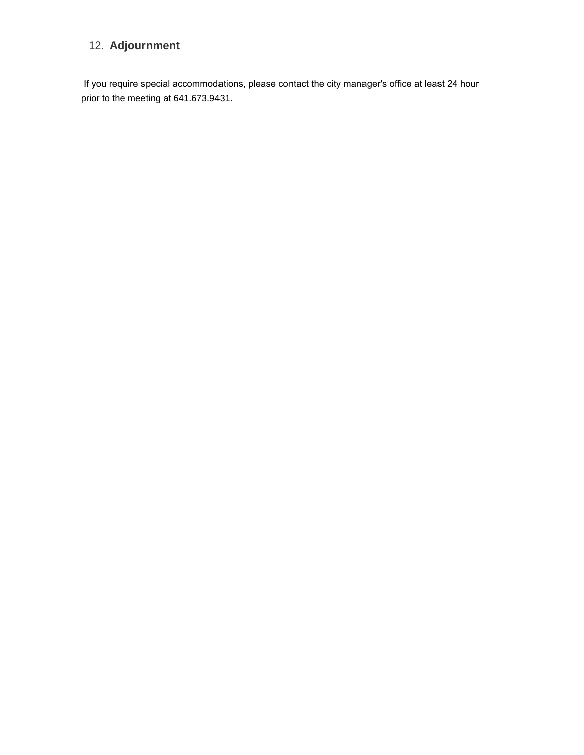12. **Adjournment**

If you require special accommodations, please contact the city manager's office at least 24 hour prior to the meeting at 641.673.9431.